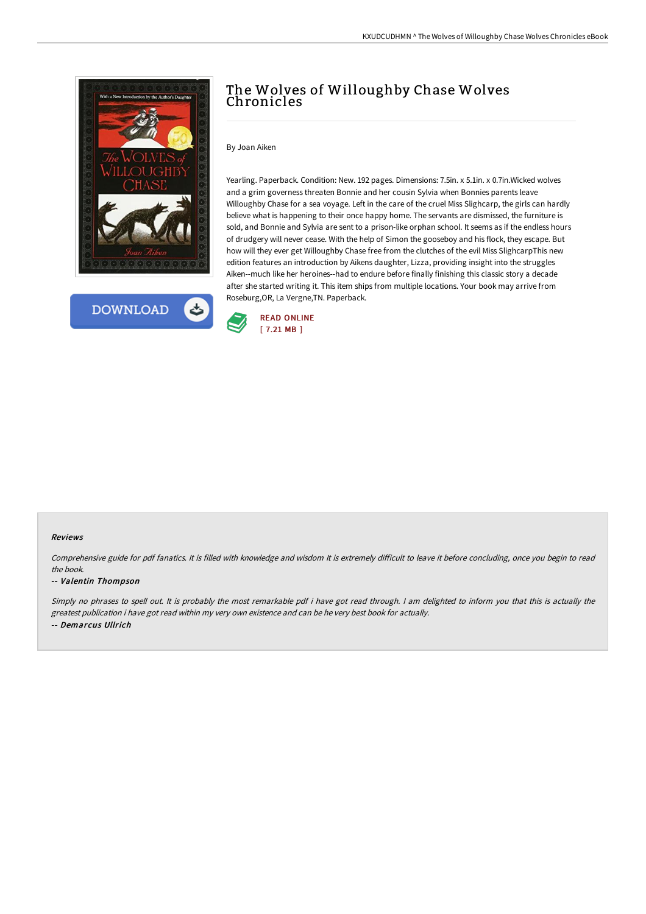# The Wolves of Willoughby Chase Wolves Chronicles

By Joan Aiken

Yearling. Paperback. Condition: New. 192 pages. Dimensions: 7.5in. x 5.1in. x 0.7in.Wicked wolves and a grim governess threaten Bonnie and her cousin Sylvia when Bonnies parents leave Willoughby Chase for a sea voyage. Left in the care of the cruel Miss Slighcarp, the girls can hardly believe what is happening to their once happy home. The servants are dismissed, the furniture is sold, and Bonnie and Sylvia are sent to a prison-like orphan school. It seems as if the endless hours of drudgery will never cease. With the help of Simon the gooseboy and his flock, they escape. But how will they ever get Willoughby Chase free from the clutches of the evil Miss SlighcarpThis new edition features an introduction by Aikens daughter, Lizza, providing insight into the struggles Aiken--much like her heroines--had to endure before finally finishing this classic story a decade after she started writing it. This item ships from multiple locations. Your book may arrive from Roseburg,OR, La Vergne,TN. Paperback.

DOWNLOAD

READ ONLINE
[ 7.21 MB ]

### Reviews

*Comprehensive guide for pdf fanatics. It is filled with knowledge and wisdom It is extremely difficult to leave it before concluding, once you begin to read the book.*

-- ***Valentin Thompson***

*Simply no phrases to spell out. It is probably the most remarkable pdf i have got read through. I am delighted to inform you that this is actually the greatest publication i have got read within my very own existence and can be he very best book for actually.*

-- ***Demarcus Ullrich***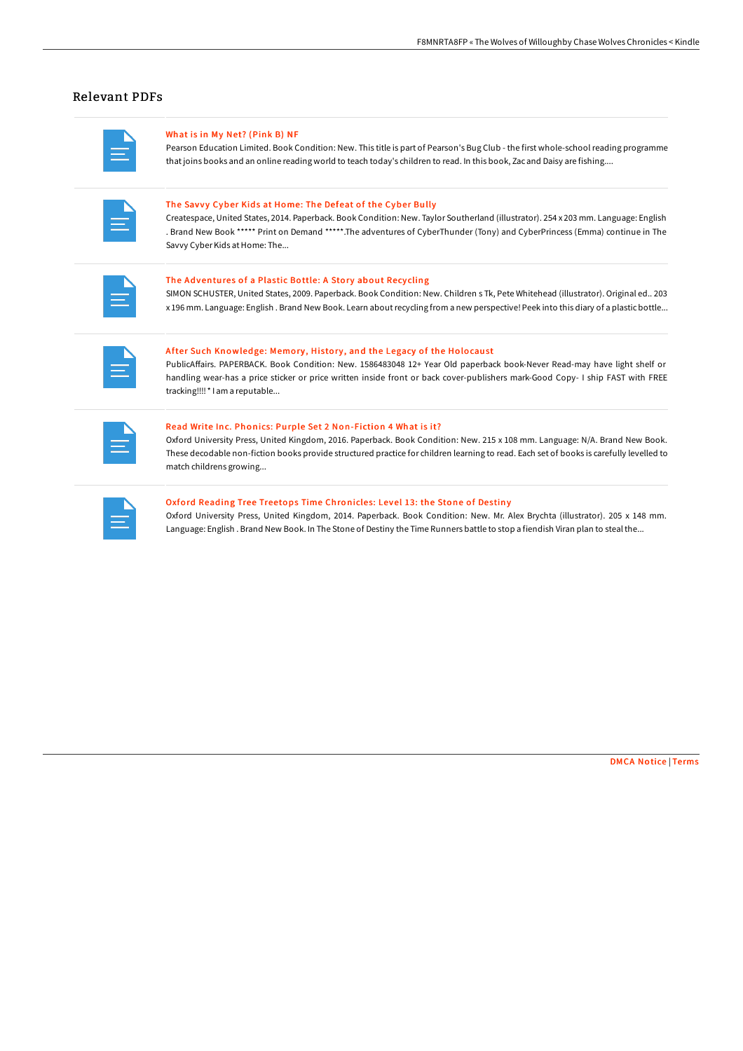## Relevant PDFs

### What is in My Net? (Pink B) NF

Pearson Education Limited. Book Condition: New. This title is part of Pearson's Bug Club - the first whole-school reading programme that joins books and an online reading world to teach today's children to read. In this book, Zac and Daisy are fishing....

### The Savvy Cyber Kids at Home: The Defeat of the Cyber Bully

Createspace, United States, 2014. Paperback. Book Condition: New. Taylor Southerland (illustrator). 254 x 203 mm. Language: English . Brand New Book ***** Print on Demand *****.The adventures of CyberThunder (Tony) and CyberPrincess (Emma) continue in The Savvy Cyber Kids at Home: The...

### The Adventures of a Plastic Bottle: A Story about Recycling

SIMON SCHUSTER, United States, 2009. Paperback. Book Condition: New. Children s Tk, Pete Whitehead (illustrator). Original ed.. 203 x 196 mm. Language: English . Brand New Book. Learn about recycling from a new perspective! Peek into this diary of a plastic bottle...

### After Such Knowledge: Memory, History, and the Legacy of the Holocaust

PublicAffairs. PAPERBACK. Book Condition: New. 1586483048 12+ Year Old paperback book-Never Read-may have light shelf or handling wear-has a price sticker or price written inside front or back cover-publishers mark-Good Copy- I ship FAST with FREE tracking!!!! * I am a reputable...

### Read Write Inc. Phonics: Purple Set 2 Non-Fiction 4 What is it?

Oxford University Press, United Kingdom, 2016. Paperback. Book Condition: New. 215 x 108 mm. Language: N/A. Brand New Book. These decodable non-fiction books provide structured practice for children learning to read. Each set of books is carefully levelled to match childrens growing...

### Oxford Reading Tree Treetops Time Chronicles: Level 13: the Stone of Destiny

Oxford University Press, United Kingdom, 2014. Paperback. Book Condition: New. Mr. Alex Brychta (illustrator). 205 x 148 mm. Language: English . Brand New Book. In The Stone of Destiny the Time Runners battle to stop a fiendish Viran plan to steal the...

DMCA Notice | Terms